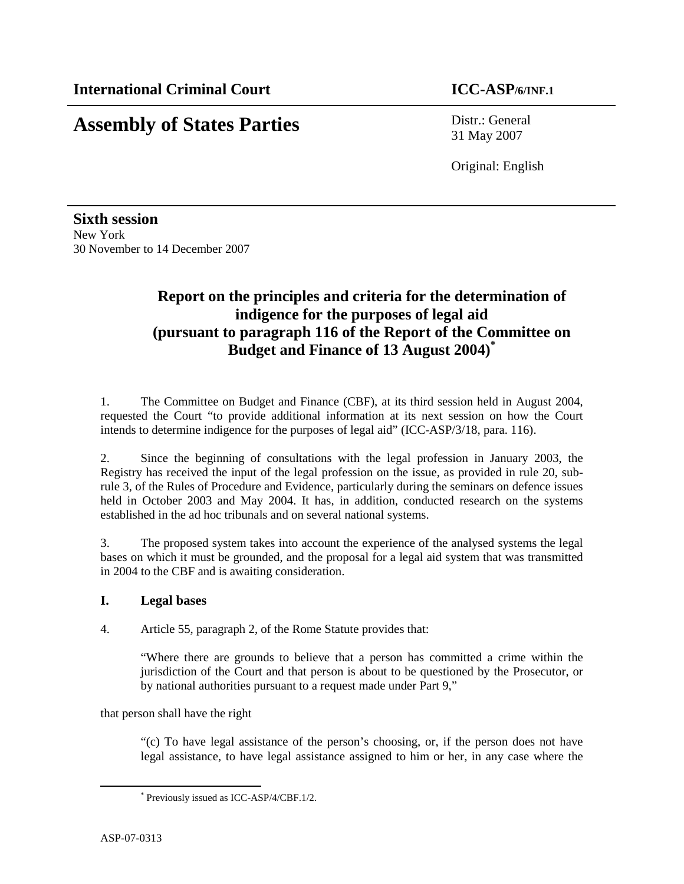**International Criminal Court** **ICC-ASP/6/INF.1**

# Assembly of States Parties

Distr.: General
31 May 2007

Original: English

**Sixth session**
New York
30 November to 14 December 2007

## Report on the principles and criteria for the determination of indigence for the purposes of legal aid (pursuant to paragraph 116 of the Report of the Committee on Budget and Finance of 13 August 2004)[*]

1. The Committee on Budget and Finance (CBF), at its third session held in August 2004, requested the Court "to provide additional information at its next session on how the Court intends to determine indigence for the purposes of legal aid" (ICC-ASP/3/18, para. 116).

2. Since the beginning of consultations with the legal profession in January 2003, the Registry has received the input of the legal profession on the issue, as provided in rule 20, sub-rule 3, of the Rules of Procedure and Evidence, particularly during the seminars on defence issues held in October 2003 and May 2004. It has, in addition, conducted research on the systems established in the ad hoc tribunals and on several national systems.

3. The proposed system takes into account the experience of the analysed systems the legal bases on which it must be grounded, and the proposal for a legal aid system that was transmitted in 2004 to the CBF and is awaiting consideration.

### I. Legal bases

4. Article 55, paragraph 2, of the Rome Statute provides that:

> "Where there are grounds to believe that a person has committed a crime within the jurisdiction of the Court and that person is about to be questioned by the Prosecutor, or by national authorities pursuant to a request made under Part 9,"

that person shall have the right

> "(c) To have legal assistance of the person's choosing, or, if the person does not have legal assistance, to have legal assistance assigned to him or her, in any case where the

[*] Previously issued as ICC-ASP/4/CBF.1/2.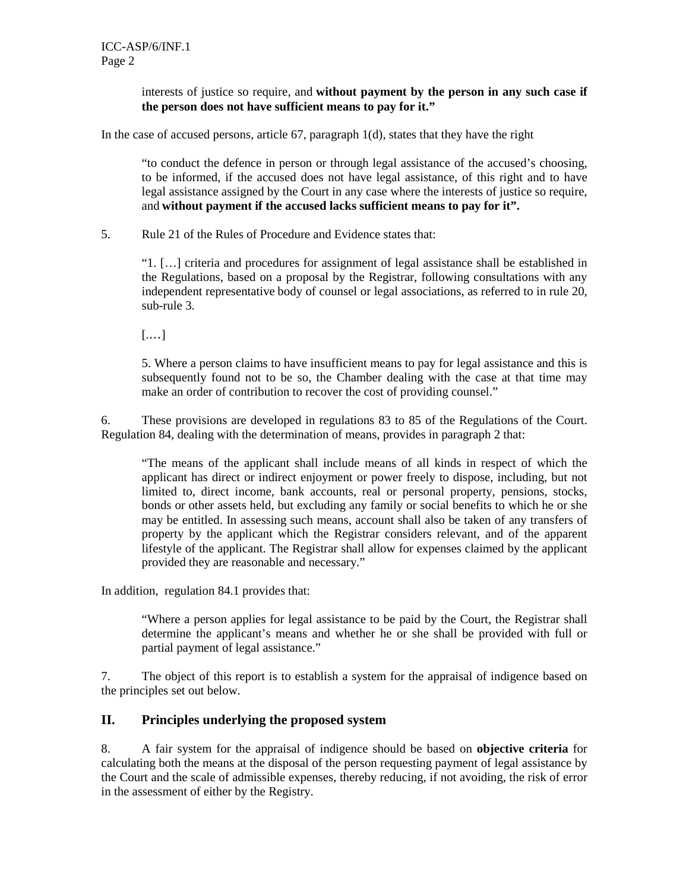> interests of justice so require, and **without payment by the person in any such case if the person does not have sufficient means to pay for it."**

In the case of accused persons, article 67, paragraph 1(d), states that they have the right

> "to conduct the defence in person or through legal assistance of the accused's choosing, to be informed, if the accused does not have legal assistance, of this right and to have legal assistance assigned by the Court in any case where the interests of justice so require, and **without payment if the accused lacks sufficient means to pay for it".**

5. Rule 21 of the Rules of Procedure and Evidence states that:

> "1. […] criteria and procedures for assignment of legal assistance shall be established in the Regulations, based on a proposal by the Registrar, following consultations with any independent representative body of counsel or legal associations, as referred to in rule 20, sub-rule 3.
>
> [.…]
>
> 5. Where a person claims to have insufficient means to pay for legal assistance and this is subsequently found not to be so, the Chamber dealing with the case at that time may make an order of contribution to recover the cost of providing counsel."

6. These provisions are developed in regulations 83 to 85 of the Regulations of the Court. Regulation 84, dealing with the determination of means, provides in paragraph 2 that:

> "The means of the applicant shall include means of all kinds in respect of which the applicant has direct or indirect enjoyment or power freely to dispose, including, but not limited to, direct income, bank accounts, real or personal property, pensions, stocks, bonds or other assets held, but excluding any family or social benefits to which he or she may be entitled. In assessing such means, account shall also be taken of any transfers of property by the applicant which the Registrar considers relevant, and of the apparent lifestyle of the applicant. The Registrar shall allow for expenses claimed by the applicant provided they are reasonable and necessary."

In addition, regulation 84.1 provides that:

> "Where a person applies for legal assistance to be paid by the Court, the Registrar shall determine the applicant's means and whether he or she shall be provided with full or partial payment of legal assistance."

7. The object of this report is to establish a system for the appraisal of indigence based on the principles set out below.

## II. Principles underlying the proposed system

8. A fair system for the appraisal of indigence should be based on **objective criteria** for calculating both the means at the disposal of the person requesting payment of legal assistance by the Court and the scale of admissible expenses, thereby reducing, if not avoiding, the risk of error in the assessment of either by the Registry.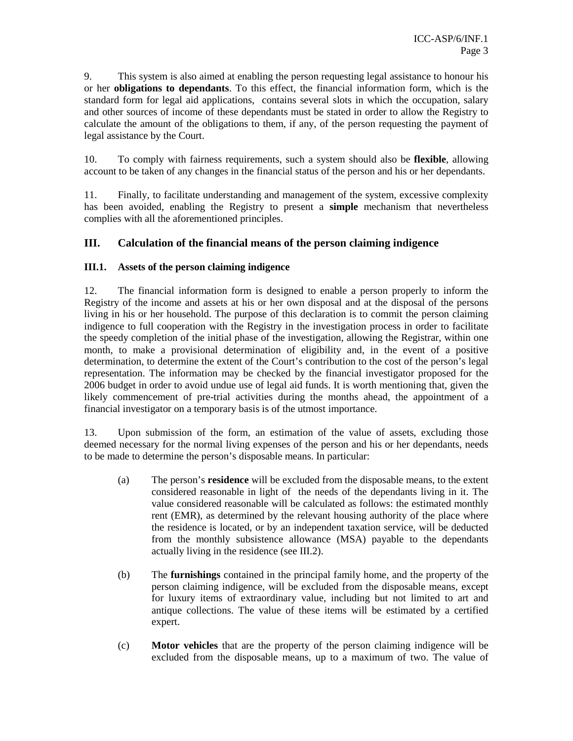9. This system is also aimed at enabling the person requesting legal assistance to honour his or her **obligations to dependants**. To this effect, the financial information form, which is the standard form for legal aid applications, contains several slots in which the occupation, salary and other sources of income of these dependants must be stated in order to allow the Registry to calculate the amount of the obligations to them, if any, of the person requesting the payment of legal assistance by the Court.

10. To comply with fairness requirements, such a system should also be **flexible**, allowing account to be taken of any changes in the financial status of the person and his or her dependants.

11. Finally, to facilitate understanding and management of the system, excessive complexity has been avoided, enabling the Registry to present a **simple** mechanism that nevertheless complies with all the aforementioned principles.

## III. Calculation of the financial means of the person claiming indigence

### III.1. Assets of the person claiming indigence

12. The financial information form is designed to enable a person properly to inform the Registry of the income and assets at his or her own disposal and at the disposal of the persons living in his or her household. The purpose of this declaration is to commit the person claiming indigence to full cooperation with the Registry in the investigation process in order to facilitate the speedy completion of the initial phase of the investigation, allowing the Registrar, within one month, to make a provisional determination of eligibility and, in the event of a positive determination, to determine the extent of the Court's contribution to the cost of the person's legal representation. The information may be checked by the financial investigator proposed for the 2006 budget in order to avoid undue use of legal aid funds. It is worth mentioning that, given the likely commencement of pre-trial activities during the months ahead, the appointment of a financial investigator on a temporary basis is of the utmost importance.

13. Upon submission of the form, an estimation of the value of assets, excluding those deemed necessary for the normal living expenses of the person and his or her dependants, needs to be made to determine the person's disposable means. In particular:

(a) The person's **residence** will be excluded from the disposable means, to the extent considered reasonable in light of the needs of the dependants living in it. The value considered reasonable will be calculated as follows: the estimated monthly rent (EMR), as determined by the relevant housing authority of the place where the residence is located, or by an independent taxation service, will be deducted from the monthly subsistence allowance (MSA) payable to the dependants actually living in the residence (see III.2).

(b) The **furnishings** contained in the principal family home, and the property of the person claiming indigence, will be excluded from the disposable means, except for luxury items of extraordinary value, including but not limited to art and antique collections. The value of these items will be estimated by a certified expert.

(c) **Motor vehicles** that are the property of the person claiming indigence will be excluded from the disposable means, up to a maximum of two. The value of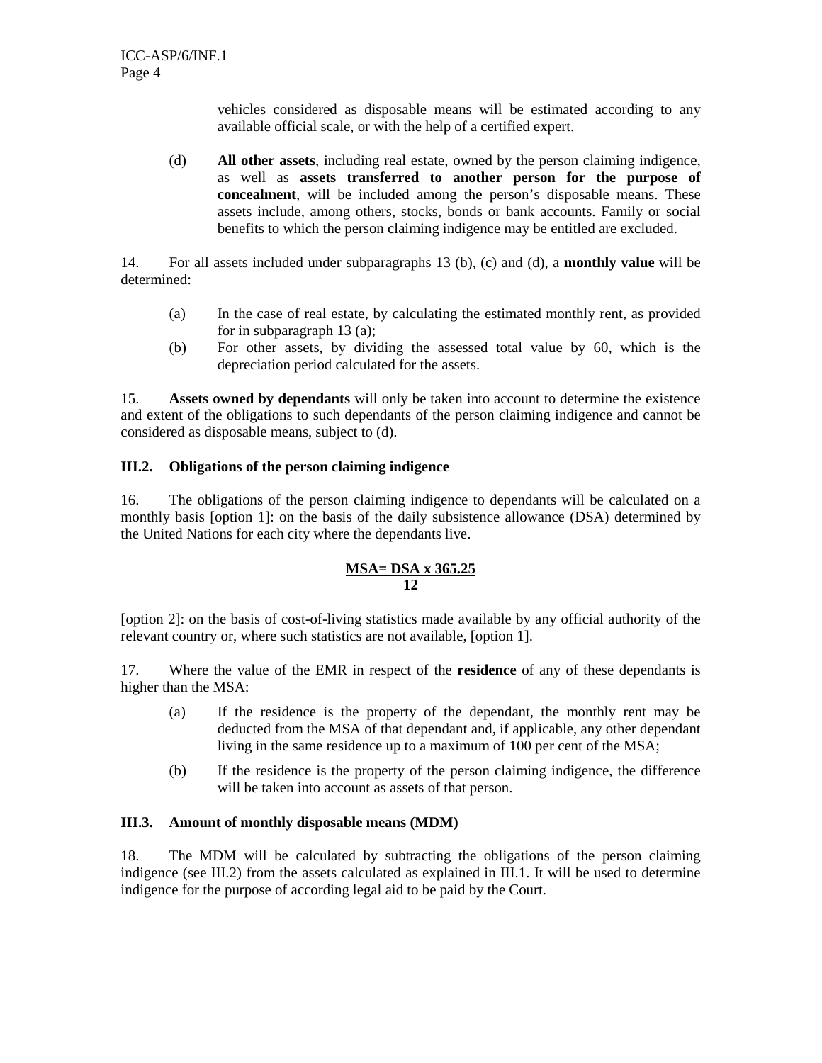vehicles considered as disposable means will be estimated according to any available official scale, or with the help of a certified expert.

(d) **All other assets**, including real estate, owned by the person claiming indigence, as well as **assets transferred to another person for the purpose of concealment**, will be included among the person's disposable means. These assets include, among others, stocks, bonds or bank accounts. Family or social benefits to which the person claiming indigence may be entitled are excluded.

14. For all assets included under subparagraphs 13 (b), (c) and (d), a **monthly value** will be determined:

(a) In the case of real estate, by calculating the estimated monthly rent, as provided for in subparagraph 13 (a);

(b) For other assets, by dividing the assessed total value by 60, which is the depreciation period calculated for the assets.

15. **Assets owned by dependants** will only be taken into account to determine the existence and extent of the obligations to such dependants of the person claiming indigence and cannot be considered as disposable means, subject to (d).

### III.2. Obligations of the person claiming indigence

16. The obligations of the person claiming indigence to dependants will be calculated on a monthly basis [option 1]: on the basis of the daily subsistence allowance (DSA) determined by the United Nations for each city where the dependants live.

$$MSA = \frac{DSA \times 365.25}{12}$$

[option 2]: on the basis of cost-of-living statistics made available by any official authority of the relevant country or, where such statistics are not available, [option 1].

17. Where the value of the EMR in respect of the **residence** of any of these dependants is higher than the MSA:

(a) If the residence is the property of the dependant, the monthly rent may be deducted from the MSA of that dependant and, if applicable, any other dependant living in the same residence up to a maximum of 100 per cent of the MSA;

(b) If the residence is the property of the person claiming indigence, the difference will be taken into account as assets of that person.

### III.3. Amount of monthly disposable means (MDM)

18. The MDM will be calculated by subtracting the obligations of the person claiming indigence (see III.2) from the assets calculated as explained in III.1. It will be used to determine indigence for the purpose of according legal aid to be paid by the Court.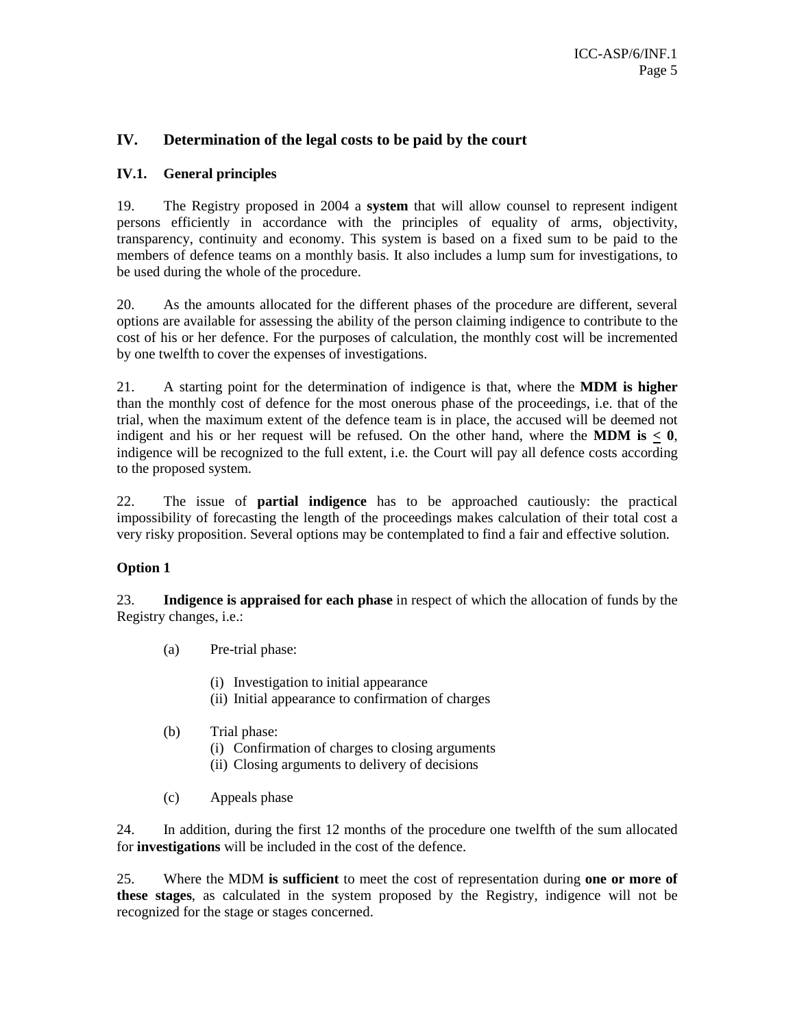## IV. Determination of the legal costs to be paid by the court

### IV.1. General principles

19. The Registry proposed in 2004 a **system** that will allow counsel to represent indigent persons efficiently in accordance with the principles of equality of arms, objectivity, transparency, continuity and economy. This system is based on a fixed sum to be paid to the members of defence teams on a monthly basis. It also includes a lump sum for investigations, to be used during the whole of the procedure.

20. As the amounts allocated for the different phases of the procedure are different, several options are available for assessing the ability of the person claiming indigence to contribute to the cost of his or her defence. For the purposes of calculation, the monthly cost will be incremented by one twelfth to cover the expenses of investigations.

21. A starting point for the determination of indigence is that, where the **MDM is higher** than the monthly cost of defence for the most onerous phase of the proceedings, i.e. that of the trial, when the maximum extent of the defence team is in place, the accused will be deemed not indigent and his or her request will be refused. On the other hand, where the **MDM is ≤ 0**, indigence will be recognized to the full extent, i.e. the Court will pay all defence costs according to the proposed system.

22. The issue of **partial indigence** has to be approached cautiously: the practical impossibility of forecasting the length of the proceedings makes calculation of their total cost a very risky proposition. Several options may be contemplated to find a fair and effective solution.

**Option 1**

23. **Indigence is appraised for each phase** in respect of which the allocation of funds by the Registry changes, i.e.:

- (a) Pre-trial phase:
  - (i) Investigation to initial appearance
  - (ii) Initial appearance to confirmation of charges
- (b) Trial phase:
  - (i) Confirmation of charges to closing arguments
  - (ii) Closing arguments to delivery of decisions
- (c) Appeals phase

24. In addition, during the first 12 months of the procedure one twelfth of the sum allocated for **investigations** will be included in the cost of the defence.

25. Where the MDM **is sufficient** to meet the cost of representation during **one or more of these stages**, as calculated in the system proposed by the Registry, indigence will not be recognized for the stage or stages concerned.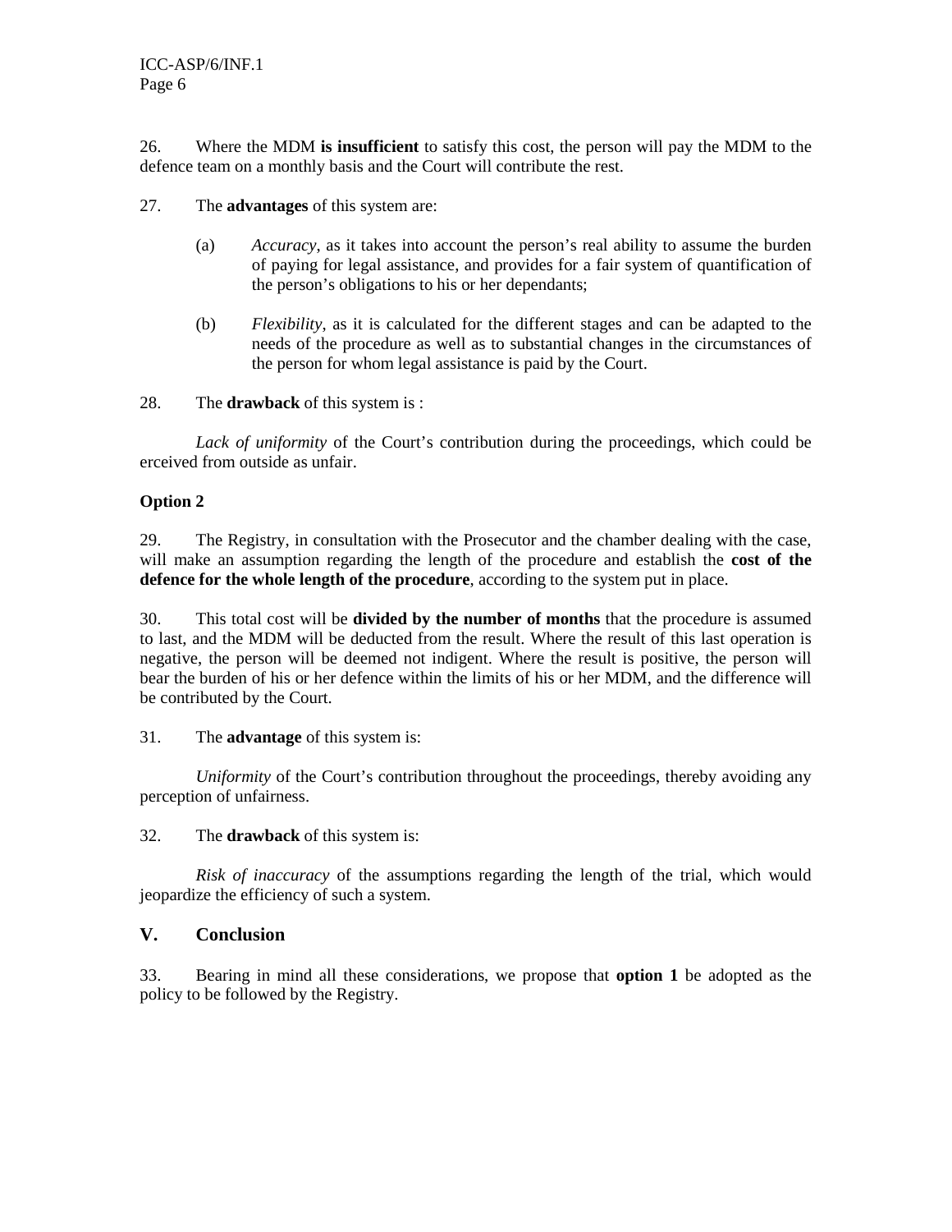26. Where the MDM **is insufficient** to satisfy this cost, the person will pay the MDM to the defence team on a monthly basis and the Court will contribute the rest.

27. The **advantages** of this system are:

(a) *Accuracy*, as it takes into account the person's real ability to assume the burden of paying for legal assistance, and provides for a fair system of quantification of the person's obligations to his or her dependants;

(b) *Flexibility*, as it is calculated for the different stages and can be adapted to the needs of the procedure as well as to substantial changes in the circumstances of the person for whom legal assistance is paid by the Court.

28. The **drawback** of this system is :

*Lack of uniformity* of the Court's contribution during the proceedings, which could be erceived from outside as unfair.

**Option 2**

29. The Registry, in consultation with the Prosecutor and the chamber dealing with the case, will make an assumption regarding the length of the procedure and establish the **cost of the defence for the whole length of the procedure**, according to the system put in place.

30. This total cost will be **divided by the number of months** that the procedure is assumed to last, and the MDM will be deducted from the result. Where the result of this last operation is negative, the person will be deemed not indigent. Where the result is positive, the person will bear the burden of his or her defence within the limits of his or her MDM, and the difference will be contributed by the Court.

31. The **advantage** of this system is:

*Uniformity* of the Court's contribution throughout the proceedings, thereby avoiding any perception of unfairness.

32. The **drawback** of this system is:

*Risk of inaccuracy* of the assumptions regarding the length of the trial, which would jeopardize the efficiency of such a system.

## V. Conclusion

33. Bearing in mind all these considerations, we propose that **option 1** be adopted as the policy to be followed by the Registry.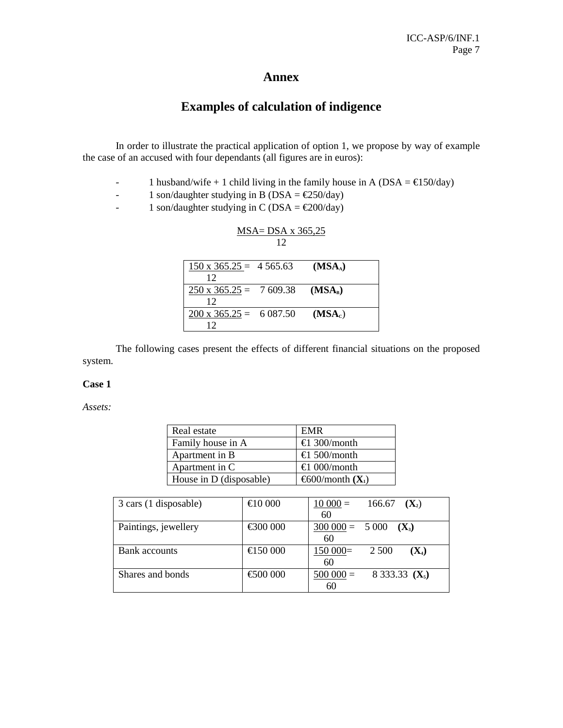# Annex

## Examples of calculation of indigence

In order to illustrate the practical application of option 1, we propose by way of example the case of an accused with four dependants (all figures are in euros):

- 1 husband/wife + 1 child living in the family house in A (DSA = €150/day)
- 1 son/daughter studying in B (DSA = €250/day)
- 1 son/daughter studying in C (DSA = €200/day)

$$MSA = \frac{DSA \times 365{,}25}{12}$$

| | | |
|---|---|---|
| $\frac{150 \times 365.25}{12} =$ | 4 565.63 | **($MSA_A$)** |
| $\frac{250 \times 365.25}{12} =$ | 7 609.38 | **($MSA_B$)** |
| $\frac{200 \times 365.25}{12} =$ | 6 087.50 | **($MSA_C$)** |

The following cases present the effects of different financial situations on the proposed system.

**Case 1**

*Assets:*

| Real estate | EMR |
|---|---|
| Family house in A | €1 300/month |
| Apartment in B | €1 500/month |
| Apartment in C | €1 000/month |
| House in D (disposable) | €600/month **($X_1$)** |

| | | |
|---|---|---|
| 3 cars (1 disposable) | €10 000 | $\frac{10\,000}{60} =$ 166.67 **($X_2$)** |
| Paintings, jewellery | €300 000 | $\frac{300\,000}{60} =$ 5 000 **($X_3$)** |
| Bank accounts | €150 000 | $\frac{150\,000}{60} =$ 2 500 **($X_4$)** |
| Shares and bonds | €500 000 | $\frac{500\,000}{60} =$ 8 333.33 **($X_5$)** |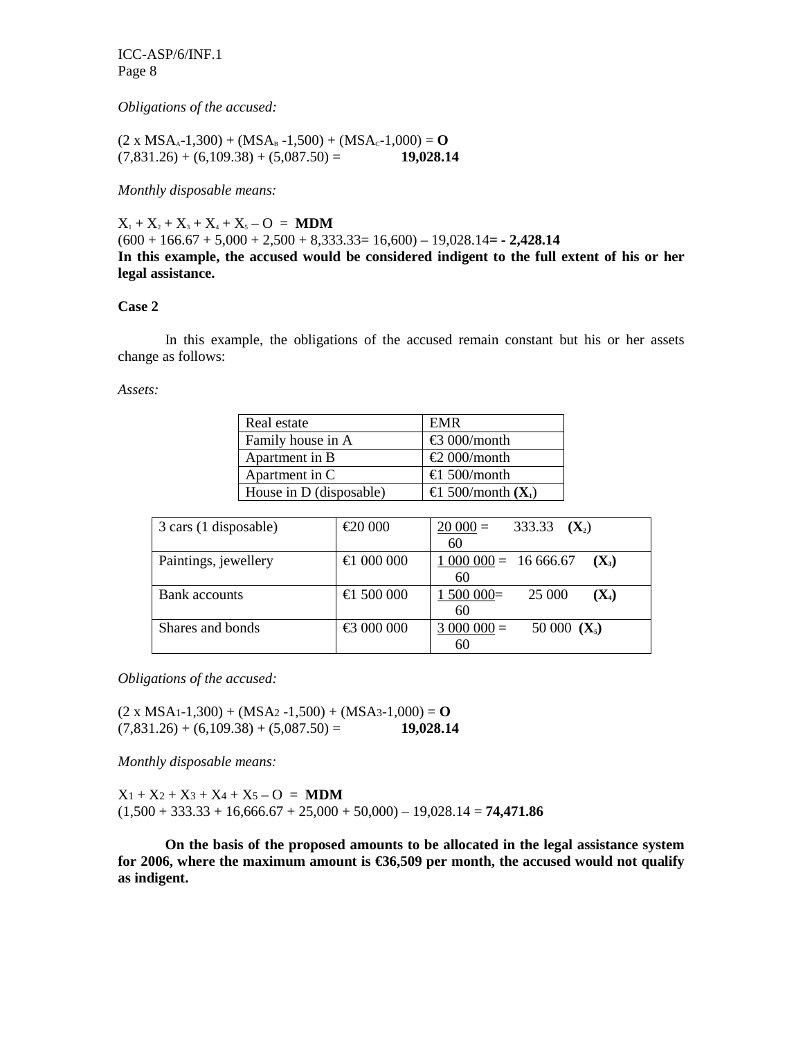*Obligations of the accused:*

$(2 \times MSA_A\text{-}1{,}300) + (MSA_B\text{ -}1{,}500) + (MSA_C\text{-}1{,}000) =$ **O**
$(7{,}831.26) + (6{,}109.38) + (5{,}087.50) =$ **19,028.14**

*Monthly disposable means:*

$X_1 + X_2 + X_3 + X_4 + X_5 - O =$ **MDM**
$(600 + 166.67 + 5{,}000 + 2{,}500 + 8{,}333.33 = 16{,}600) - 19{,}028.14$ **= - 2,428.14**
**In this example, the accused would be considered indigent to the full extent of his or her legal assistance.**

**Case 2**

In this example, the obligations of the accused remain constant but his or her assets change as follows:

*Assets:*

| Real estate | EMR |
|---|---|
| Family house in A | €3 000/month |
| Apartment in B | €2 000/month |
| Apartment in C | €1 500/month |
| House in D (disposable) | €1 500/month **($X_1$)** |

| | | |
|---|---|---|
| 3 cars (1 disposable) | €20 000 | $\frac{20\,000}{60} = 333.33$ **($X_2$)** |
| Paintings, jewellery | €1 000 000 | $\frac{1\,000\,000}{60} = 16\,666.67$ **($X_3$)** |
| Bank accounts | €1 500 000 | $\frac{1\,500\,000}{60} = 25\,000$ **($X_4$)** |
| Shares and bonds | €3 000 000 | $\frac{3\,000\,000}{60} = 50\,000$ **($X_5$)** |

*Obligations of the accused:*

$(2 \times MSA1\text{-}1{,}300) + (MSA2\text{ -}1{,}500) + (MSA3\text{-}1{,}000) =$ **O**
$(7{,}831.26) + (6{,}109.38) + (5{,}087.50) =$ **19,028.14**

*Monthly disposable means:*

$X_1 + X_2 + X_3 + X_4 + X_5 - O =$ **MDM**
$(1{,}500 + 333.33 + 16{,}666.67 + 25{,}000 + 50{,}000) - 19{,}028.14 =$ **74,471.86**

**On the basis of the proposed amounts to be allocated in the legal assistance system for 2006, where the maximum amount is €36,509 per month, the accused would not qualify as indigent.**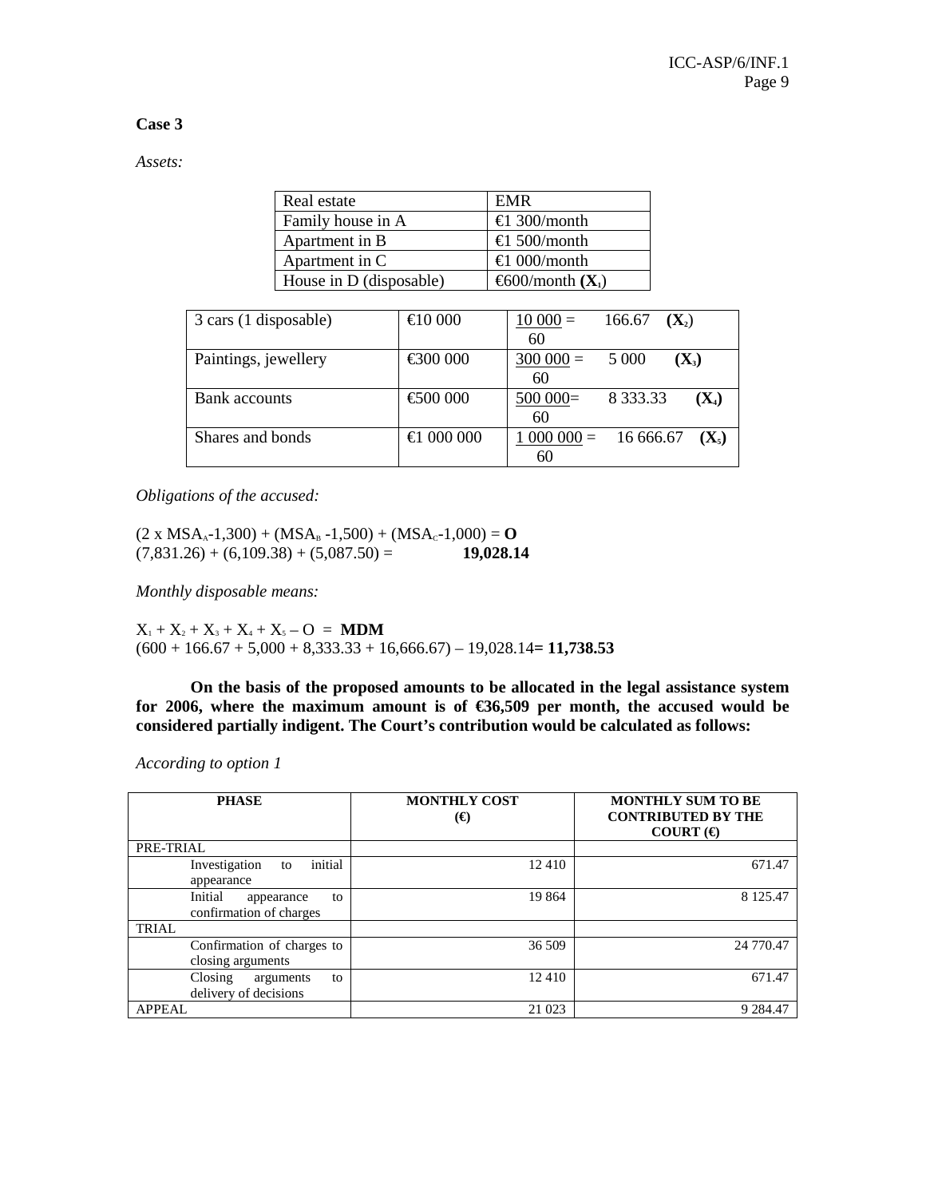**Case 3**

*Assets:*

| Real estate | EMR |
|---|---|
| Family house in A | €1 300/month |
| Apartment in B | €1 500/month |
| Apartment in C | €1 000/month |
| House in D (disposable) | €600/month **($X_1$)** |

| | | |
|---|---|---|
| 3 cars (1 disposable) | €10 000 | $\frac{10\,000}{60} =$ 166.67 **($X_2$)** |
| Paintings, jewellery | €300 000 | $\frac{300\,000}{60} =$ 5 000 **($X_3$)** |
| Bank accounts | €500 000 | $\frac{500\,000}{60} =$ 8 333.33 **($X_4$)** |
| Shares and bonds | €1 000 000 | $\frac{1\,000\,000}{60} =$ 16 666.67 **($X_5$)** |

*Obligations of the accused:*

$(2 \text{ x } MSA_A\text{-}1{,}300) + (MSA_B \text{ -}1{,}500) + (MSA_C\text{-}1{,}000) =$ **O**
$(7{,}831.26) + (6{,}109.38) + (5{,}087.50) =$ **19,028.14**

*Monthly disposable means:*

$X_1 + X_2 + X_3 + X_4 + X_5 - O =$ **MDM**
$(600 + 166.67 + 5{,}000 + 8{,}333.33 + 16{,}666.67) - 19{,}028.14$ **= 11,738.53**

**On the basis of the proposed amounts to be allocated in the legal assistance system for 2006, where the maximum amount is of €36,509 per month, the accused would be considered partially indigent. The Court's contribution would be calculated as follows:**

*According to option 1*

| PHASE | MONTHLY COST (€) | MONTHLY SUM TO BE CONTRIBUTED BY THE COURT (€) |
|---|---|---|
| PRE-TRIAL | | |
| Investigation to initial appearance | 12 410 | 671.47 |
| Initial appearance to confirmation of charges | 19 864 | 8 125.47 |
| TRIAL | | |
| Confirmation of charges to closing arguments | 36 509 | 24 770.47 |
| Closing arguments to delivery of decisions | 12 410 | 671.47 |
| APPEAL | 21 023 | 9 284.47 |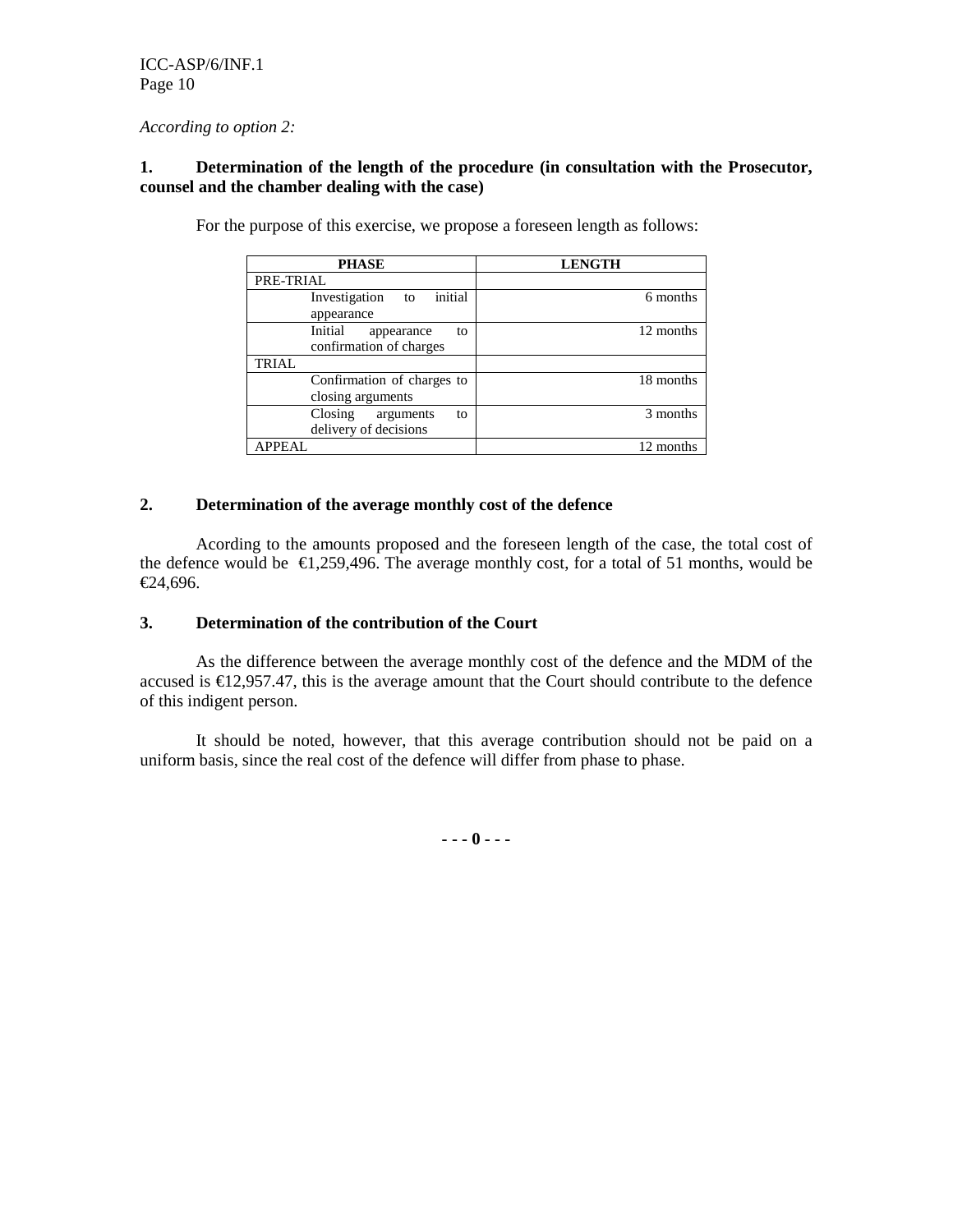*According to option 2:*

**1. Determination of the length of the procedure (in consultation with the Prosecutor, counsel and the chamber dealing with the case)**

For the purpose of this exercise, we propose a foreseen length as follows:

| PHASE | LENGTH |
|---|---|
| PRE-TRIAL | |
| Investigation to initial appearance | 6 months |
| Initial appearance to confirmation of charges | 12 months |
| TRIAL | |
| Confirmation of charges to closing arguments | 18 months |
| Closing arguments to delivery of decisions | 3 months |
| APPEAL | 12 months |

**2. Determination of the average monthly cost of the defence**

Acording to the amounts proposed and the foreseen length of the case, the total cost of the defence would be €1,259,496. The average monthly cost, for a total of 51 months, would be €24,696.

**3. Determination of the contribution of the Court**

As the difference between the average monthly cost of the defence and the MDM of the accused is €12,957.47, this is the average amount that the Court should contribute to the defence of this indigent person.

It should be noted, however, that this average contribution should not be paid on a uniform basis, since the real cost of the defence will differ from phase to phase.

**- - - 0 - - -**